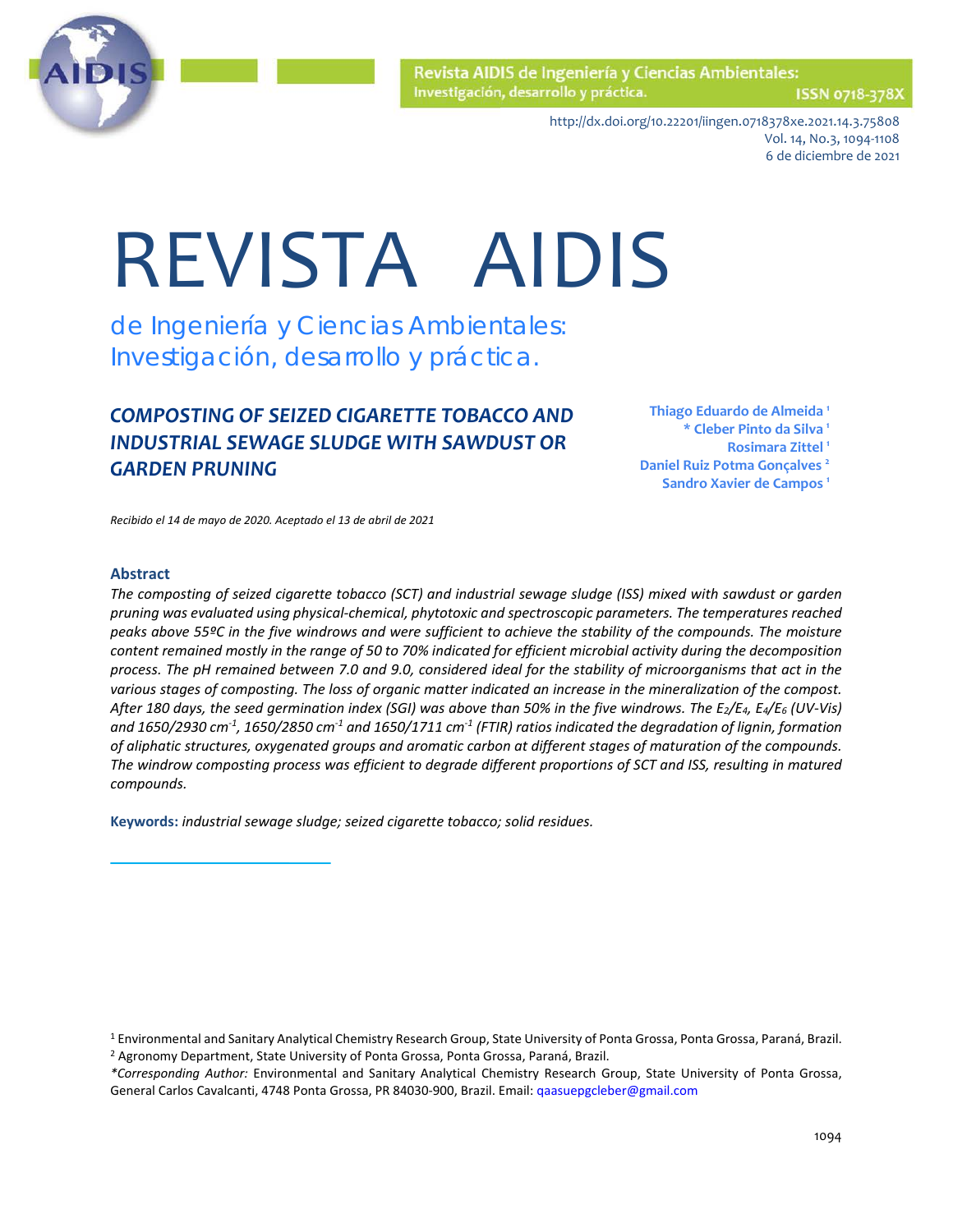# COMPOSTING OF SEIZED CIGARETTE TOBACCO AND INDUSTRIAL SEWAGE SLUDGE WITH SAWDUST OR GARDEN PRUNING

**Thiago Eduardo de Almeida [1]**
**\* Cleber Pinto da Silva [1]**
**Rosimara Zittel [1]**
**Daniel Ruiz Potma Gonçalves [2]**
**Sandro Xavier de Campos [1]**

*Recibido el 14 de mayo de 2020. Aceptado el 13 de abril de 2021*

## Abstract

*The composting of seized cigarette tobacco (SCT) and industrial sewage sludge (ISS) mixed with sawdust or garden pruning was evaluated using physical-chemical, phytotoxic and spectroscopic parameters. The temperatures reached peaks above 55ºC in the five windrows and were sufficient to achieve the stability of the compounds. The moisture content remained mostly in the range of 50 to 70% indicated for efficient microbial activity during the decomposition process. The pH remained between 7.0 and 9.0, considered ideal for the stability of microorganisms that act in the various stages of composting. The loss of organic matter indicated an increase in the mineralization of the compost. After 180 days, the seed germination index (SGI) was above than 50% in the five windrows. The $E_2/E_4$, $E_4/E_6$ (UV-Vis) and 1650/2930 $cm^{-1}$, 1650/2850 $cm^{-1}$ and 1650/1711 $cm^{-1}$ (FTIR) ratios indicated the degradation of lignin, formation of aliphatic structures, oxygenated groups and aromatic carbon at different stages of maturation of the compounds. The windrow composting process was efficient to degrade different proportions of SCT and ISS, resulting in matured compounds.*

**Keywords:** *industrial sewage sludge; seized cigarette tobacco; solid residues.*

---

[1] Environmental and Sanitary Analytical Chemistry Research Group, State University of Ponta Grossa, Ponta Grossa, Paraná, Brazil.
[2] Agronomy Department, State University of Ponta Grossa, Ponta Grossa, Paraná, Brazil.
*\*Corresponding Author:* Environmental and Sanitary Analytical Chemistry Research Group, State University of Ponta Grossa, General Carlos Cavalcanti, 4748 Ponta Grossa, PR 84030-900, Brazil. Email: qaasuepgcleber@gmail.com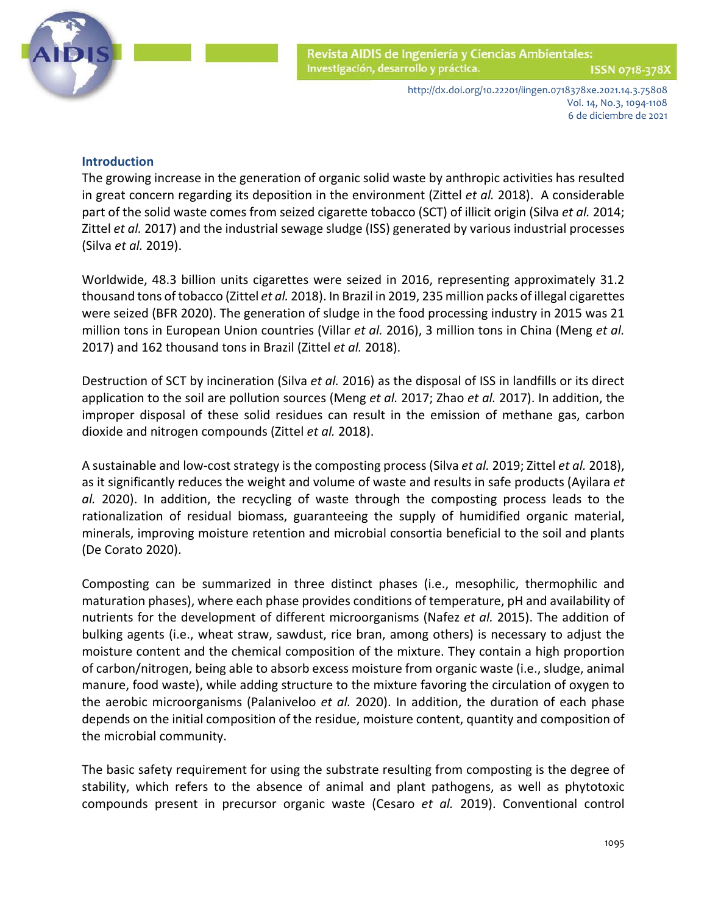## Introduction

The growing increase in the generation of organic solid waste by anthropic activities has resulted in great concern regarding its deposition in the environment (Zittel *et al.* 2018). A considerable part of the solid waste comes from seized cigarette tobacco (SCT) of illicit origin (Silva *et al.* 2014; Zittel *et al.* 2017) and the industrial sewage sludge (ISS) generated by various industrial processes (Silva *et al.* 2019).

Worldwide, 48.3 billion units cigarettes were seized in 2016, representing approximately 31.2 thousand tons of tobacco (Zittel *et al.* 2018). In Brazil in 2019, 235 million packs of illegal cigarettes were seized (BFR 2020). The generation of sludge in the food processing industry in 2015 was 21 million tons in European Union countries (Villar *et al.* 2016), 3 million tons in China (Meng *et al.* 2017) and 162 thousand tons in Brazil (Zittel *et al.* 2018).

Destruction of SCT by incineration (Silva *et al.* 2016) as the disposal of ISS in landfills or its direct application to the soil are pollution sources (Meng *et al.* 2017; Zhao *et al.* 2017). In addition, the improper disposal of these solid residues can result in the emission of methane gas, carbon dioxide and nitrogen compounds (Zittel *et al.* 2018).

A sustainable and low-cost strategy is the composting process (Silva *et al.* 2019; Zittel *et al.* 2018), as it significantly reduces the weight and volume of waste and results in safe products (Ayilara *et al.* 2020). In addition, the recycling of waste through the composting process leads to the rationalization of residual biomass, guaranteeing the supply of humidified organic material, minerals, improving moisture retention and microbial consortia beneficial to the soil and plants (De Corato 2020).

Composting can be summarized in three distinct phases (i.e., mesophilic, thermophilic and maturation phases), where each phase provides conditions of temperature, pH and availability of nutrients for the development of different microorganisms (Nafez *et al.* 2015). The addition of bulking agents (i.e., wheat straw, sawdust, rice bran, among others) is necessary to adjust the moisture content and the chemical composition of the mixture. They contain a high proportion of carbon/nitrogen, being able to absorb excess moisture from organic waste (i.e., sludge, animal manure, food waste), while adding structure to the mixture favoring the circulation of oxygen to the aerobic microorganisms (Palaniveloo *et al.* 2020). In addition, the duration of each phase depends on the initial composition of the residue, moisture content, quantity and composition of the microbial community.

The basic safety requirement for using the substrate resulting from composting is the degree of stability, which refers to the absence of animal and plant pathogens, as well as phytotoxic compounds present in precursor organic waste (Cesaro *et al.* 2019). Conventional control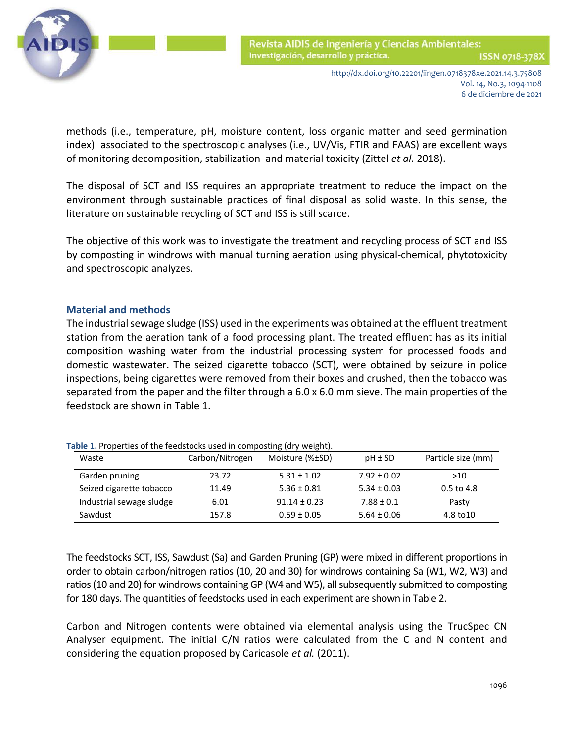methods (i.e., temperature, pH, moisture content, loss organic matter and seed germination index) associated to the spectroscopic analyses (i.e., UV/Vis, FTIR and FAAS) are excellent ways of monitoring decomposition, stabilization and material toxicity (Zittel *et al.* 2018).

The disposal of SCT and ISS requires an appropriate treatment to reduce the impact on the environment through sustainable practices of final disposal as solid waste. In this sense, the literature on sustainable recycling of SCT and ISS is still scarce.

The objective of this work was to investigate the treatment and recycling process of SCT and ISS by composting in windrows with manual turning aeration using physical-chemical, phytotoxicity and spectroscopic analyzes.

## Material and methods

The industrial sewage sludge (ISS) used in the experiments was obtained at the effluent treatment station from the aeration tank of a food processing plant. The treated effluent has as its initial composition washing water from the industrial processing system for processed foods and domestic wastewater. The seized cigarette tobacco (SCT), were obtained by seizure in police inspections, being cigarettes were removed from their boxes and crushed, then the tobacco was separated from the paper and the filter through a 6.0 x 6.0 mm sieve. The main properties of the feedstock are shown in Table 1.

**Table 1.** Properties of the feedstocks used in composting (dry weight).

| Waste | Carbon/Nitrogen | Moisture (%±SD) | pH ± SD | Particle size (mm) |
|---|---|---|---|---|
| Garden pruning | 23.72 | 5.31 ± 1.02 | 7.92 ± 0.02 | >10 |
| Seized cigarette tobacco | 11.49 | 5.36 ± 0.81 | 5.34 ± 0.03 | 0.5 to 4.8 |
| Industrial sewage sludge | 6.01 | 91.14 ± 0.23 | 7.88 ± 0.1 | Pasty |
| Sawdust | 157.8 | 0.59 ± 0.05 | 5.64 ± 0.06 | 4.8 to10 |

The feedstocks SCT, ISS, Sawdust (Sa) and Garden Pruning (GP) were mixed in different proportions in order to obtain carbon/nitrogen ratios (10, 20 and 30) for windrows containing Sa (W1, W2, W3) and ratios (10 and 20) for windrows containing GP (W4 and W5), all subsequently submitted to composting for 180 days. The quantities of feedstocks used in each experiment are shown in Table 2.

Carbon and Nitrogen contents were obtained via elemental analysis using the TrucSpec CN Analyser equipment. The initial C/N ratios were calculated from the C and N content and considering the equation proposed by Caricasole *et al.* (2011).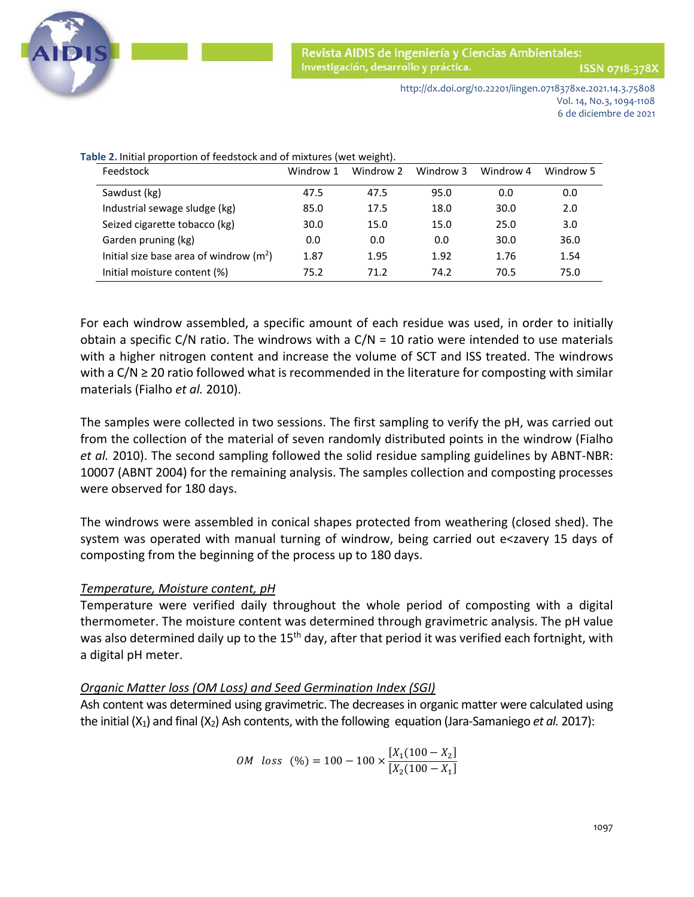**Table 2.** Initial proportion of feedstock and of mixtures (wet weight).

| Feedstock | Windrow 1 | Windrow 2 | Windrow 3 | Windrow 4 | Windrow 5 |
|---|---|---|---|---|---|
| Sawdust (kg) | 47.5 | 47.5 | 95.0 | 0.0 | 0.0 |
| Industrial sewage sludge (kg) | 85.0 | 17.5 | 18.0 | 30.0 | 2.0 |
| Seized cigarette tobacco (kg) | 30.0 | 15.0 | 15.0 | 25.0 | 3.0 |
| Garden pruning (kg) | 0.0 | 0.0 | 0.0 | 30.0 | 36.0 |
| Initial size base area of windrow ($m^2$) | 1.87 | 1.95 | 1.92 | 1.76 | 1.54 |
| Initial moisture content (%) | 75.2 | 71.2 | 74.2 | 70.5 | 75.0 |

For each windrow assembled, a specific amount of each residue was used, in order to initially obtain a specific C/N ratio. The windrows with a C/N = 10 ratio were intended to use materials with a higher nitrogen content and increase the volume of SCT and ISS treated. The windrows with a C/N ≥ 20 ratio followed what is recommended in the literature for composting with similar materials (Fialho *et al.* 2010).

The samples were collected in two sessions. The first sampling to verify the pH, was carried out from the collection of the material of seven randomly distributed points in the windrow (Fialho *et al.* 2010). The second sampling followed the solid residue sampling guidelines by ABNT-NBR: 10007 (ABNT 2004) for the remaining analysis. The samples collection and composting processes were observed for 180 days.

The windrows were assembled in conical shapes protected from weathering (closed shed). The system was operated with manual turning of windrow, being carried out e<zavery 15 days of composting from the beginning of the process up to 180 days.

*Temperature, Moisture content, pH*

Temperature were verified daily throughout the whole period of composting with a digital thermometer. The moisture content was determined through gravimetric analysis. The pH value was also determined daily up to the 15th day, after that period it was verified each fortnight, with a digital pH meter.

*Organic Matter loss (OM Loss) and Seed Germination Index (SGI)*

Ash content was determined using gravimetric. The decreases in organic matter were calculated using the initial ($X_1$) and final ($X_2$) Ash contents, with the following equation (Jara-Samaniego *et al.* 2017):

$$OM \;\; loss \;\; (\%) = 100 - 100 \times \frac{[X_1(100 - X_2]}{[X_2(100 - X_1]}$$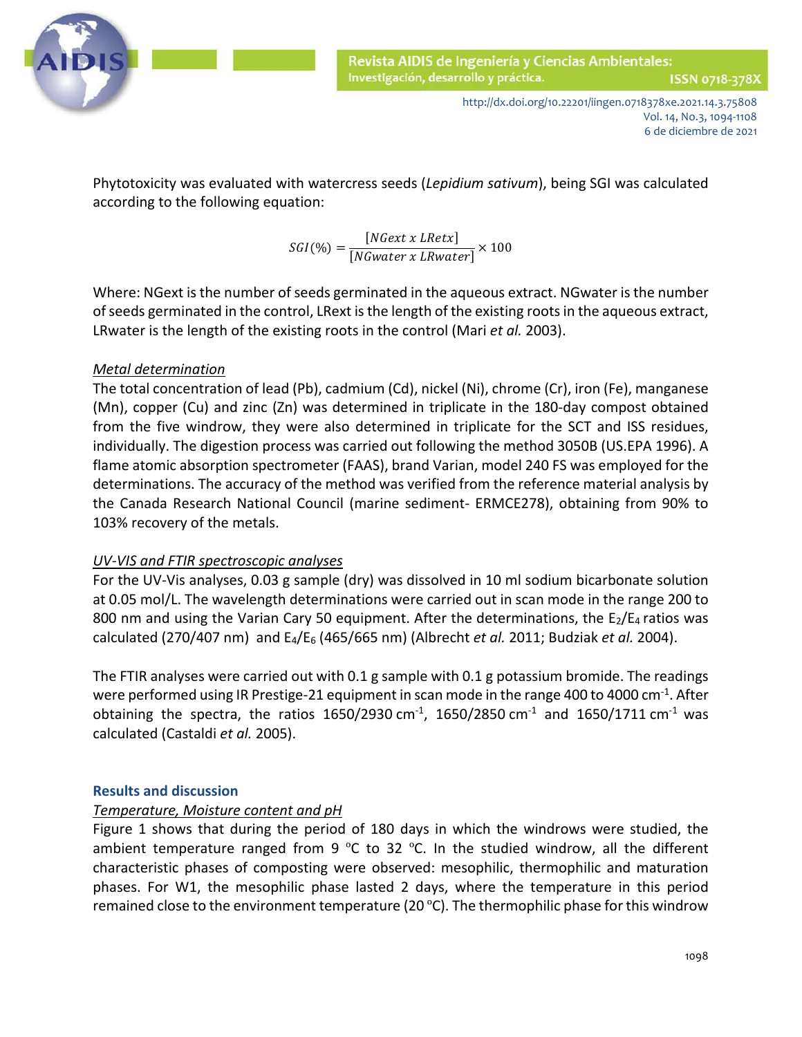Phytotoxicity was evaluated with watercress seeds (*Lepidium sativum*), being SGI was calculated according to the following equation:

$$SGI(\%) = \frac{[NGext\ x\ LRetx]}{[NGwater\ x\ LRwater]} \times 100$$

Where: NGext is the number of seeds germinated in the aqueous extract. NGwater is the number of seeds germinated in the control, LRext is the length of the existing roots in the aqueous extract, LRwater is the length of the existing roots in the control (Mari *et al.* 2003).

*Metal determination*

The total concentration of lead (Pb), cadmium (Cd), nickel (Ni), chrome (Cr), iron (Fe), manganese (Mn), copper (Cu) and zinc (Zn) was determined in triplicate in the 180-day compost obtained from the five windrow, they were also determined in triplicate for the SCT and ISS residues, individually. The digestion process was carried out following the method 3050B (US.EPA 1996). A flame atomic absorption spectrometer (FAAS), brand Varian, model 240 FS was employed for the determinations. The accuracy of the method was verified from the reference material analysis by the Canada Research National Council (marine sediment- ERMCE278), obtaining from 90% to 103% recovery of the metals.

*UV-VIS and FTIR spectroscopic analyses*

For the UV-Vis analyses, 0.03 g sample (dry) was dissolved in 10 ml sodium bicarbonate solution at 0.05 mol/L. The wavelength determinations were carried out in scan mode in the range 200 to 800 nm and using the Varian Cary 50 equipment. After the determinations, the $E_2/E_4$ ratios was calculated (270/407 nm) and $E_4/E_6$ (465/665 nm) (Albrecht *et al.* 2011; Budziak *et al.* 2004).

The FTIR analyses were carried out with 0.1 g sample with 0.1 g potassium bromide. The readings were performed using IR Prestige-21 equipment in scan mode in the range 400 to 4000 $cm^{-1}$. After obtaining the spectra, the ratios 1650/2930 $cm^{-1}$, 1650/2850 $cm^{-1}$ and 1650/1711 $cm^{-1}$ was calculated (Castaldi *et al.* 2005).

## Results and discussion

*Temperature, Moisture content and pH*

Figure 1 shows that during the period of 180 days in which the windrows were studied, the ambient temperature ranged from 9 ºC to 32 ºC. In the studied windrow, all the different characteristic phases of composting were observed: mesophilic, thermophilic and maturation phases. For W1, the mesophilic phase lasted 2 days, where the temperature in this period remained close to the environment temperature (20 ºC). The thermophilic phase for this windrow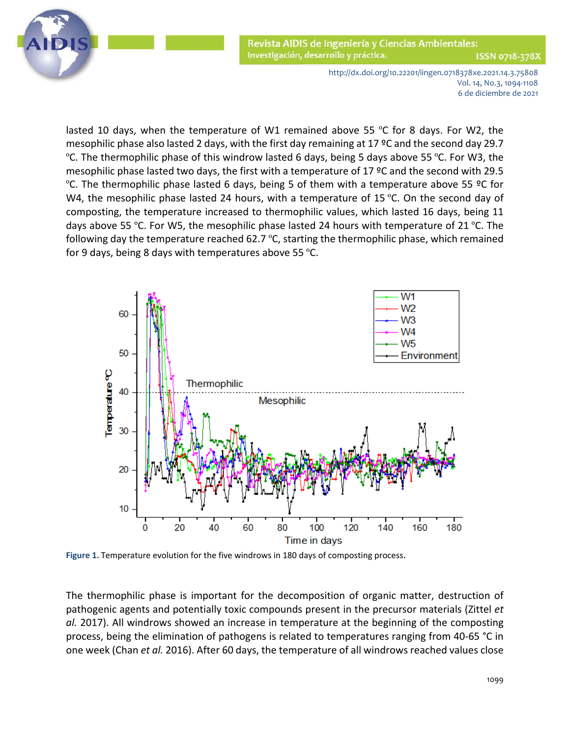lasted 10 days, when the temperature of W1 remained above 55 ºC for 8 days. For W2, the mesophilic phase also lasted 2 days, with the first day remaining at 17 ºC and the second day 29.7 ºC. The thermophilic phase of this windrow lasted 6 days, being 5 days above 55 ºC. For W3, the mesophilic phase lasted two days, the first with a temperature of 17 ºC and the second with 29.5 ºC. The thermophilic phase lasted 6 days, being 5 of them with a temperature above 55 ºC for W4, the mesophilic phase lasted 24 hours, with a temperature of 15 ºC. On the second day of composting, the temperature increased to thermophilic values, which lasted 16 days, being 11 days above 55 ºC. For W5, the mesophilic phase lasted 24 hours with temperature of 21 ºC. The following day the temperature reached 62.7 ºC, starting the thermophilic phase, which remained for 9 days, being 8 days with temperatures above 55 ºC.

**Figure 1.** Temperature evolution for the five windrows in 180 days of composting process.

The thermophilic phase is important for the decomposition of organic matter, destruction of pathogenic agents and potentially toxic compounds present in the precursor materials (Zittel *et al.* 2017). All windrows showed an increase in temperature at the beginning of the composting process, being the elimination of pathogens is related to temperatures ranging from 40-65 °C in one week (Chan *et al.* 2016). After 60 days, the temperature of all windrows reached values close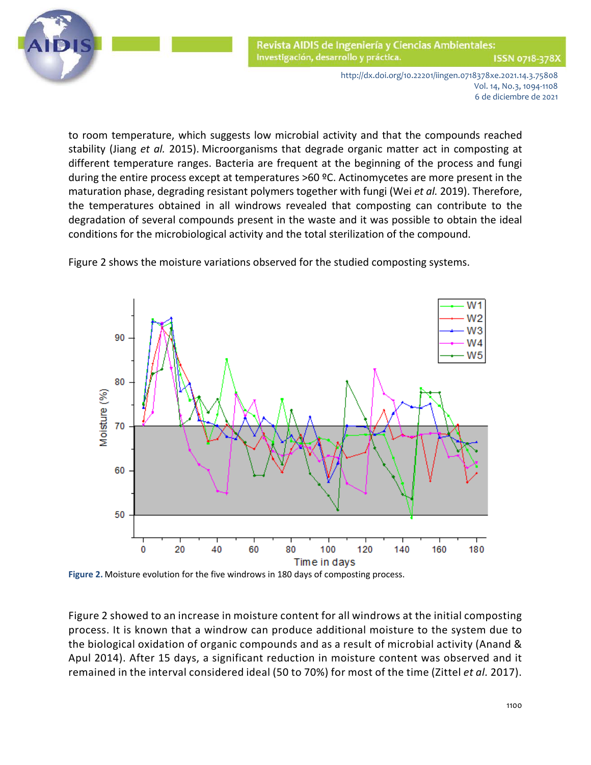to room temperature, which suggests low microbial activity and that the compounds reached stability (Jiang *et al.* 2015). Microorganisms that degrade organic matter act in composting at different temperature ranges. Bacteria are frequent at the beginning of the process and fungi during the entire process except at temperatures >60 ºC. Actinomycetes are more present in the maturation phase, degrading resistant polymers together with fungi (Wei *et al.* 2019). Therefore, the temperatures obtained in all windrows revealed that composting can contribute to the degradation of several compounds present in the waste and it was possible to obtain the ideal conditions for the microbiological activity and the total sterilization of the compound.

Figure 2 shows the moisture variations observed for the studied composting systems.

**Figure 2.** Moisture evolution for the five windrows in 180 days of composting process.

Figure 2 showed to an increase in moisture content for all windrows at the initial composting process. It is known that a windrow can produce additional moisture to the system due to the biological oxidation of organic compounds and as a result of microbial activity (Anand & Apul 2014). After 15 days, a significant reduction in moisture content was observed and it remained in the interval considered ideal (50 to 70%) for most of the time (Zittel *et al.* 2017).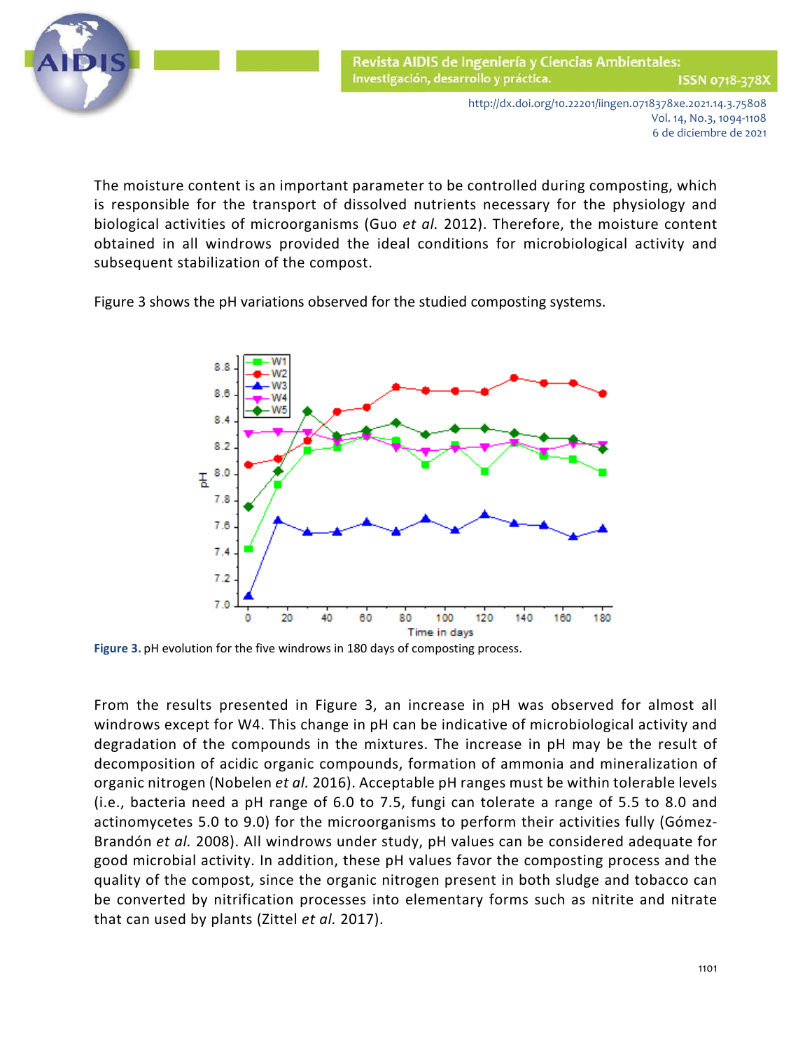The moisture content is an important parameter to be controlled during composting, which is responsible for the transport of dissolved nutrients necessary for the physiology and biological activities of microorganisms (Guo *et al.* 2012). Therefore, the moisture content obtained in all windrows provided the ideal conditions for microbiological activity and subsequent stabilization of the compost.

Figure 3 shows the pH variations observed for the studied composting systems.

**Figure 3.** pH evolution for the five windrows in 180 days of composting process.

From the results presented in Figure 3, an increase in pH was observed for almost all windrows except for W4. This change in pH can be indicative of microbiological activity and degradation of the compounds in the mixtures. The increase in pH may be the result of decomposition of acidic organic compounds, formation of ammonia and mineralization of organic nitrogen (Nobelen *et al.* 2016). Acceptable pH ranges must be within tolerable levels (i.e., bacteria need a pH range of 6.0 to 7.5, fungi can tolerate a range of 5.5 to 8.0 and actinomycetes 5.0 to 9.0) for the microorganisms to perform their activities fully (Gómez-Brandón *et al.* 2008). All windrows under study, pH values can be considered adequate for good microbial activity. In addition, these pH values favor the composting process and the quality of the compost, since the organic nitrogen present in both sludge and tobacco can be converted by nitrification processes into elementary forms such as nitrite and nitrate that can used by plants (Zittel *et al.* 2017).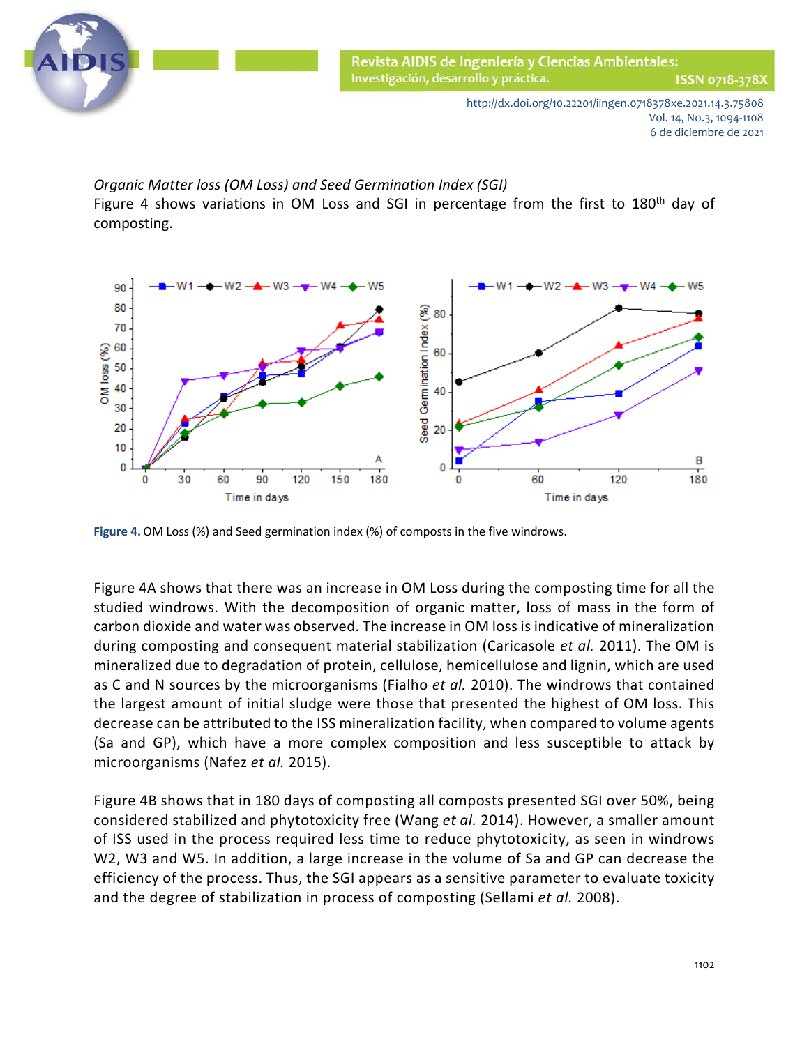Organic Matter loss (OM Loss) and Seed Germination Index (SGI)

Figure 4 shows variations in OM Loss and SGI in percentage from the first to 180th day of composting.

**Figure 4.** OM Loss (%) and Seed germination index (%) of composts in the five windrows.

Figure 4A shows that there was an increase in OM Loss during the composting time for all the studied windrows. With the decomposition of organic matter, loss of mass in the form of carbon dioxide and water was observed. The increase in OM loss is indicative of mineralization during composting and consequent material stabilization (Caricasole *et al.* 2011). The OM is mineralized due to degradation of protein, cellulose, hemicellulose and lignin, which are used as C and N sources by the microorganisms (Fialho *et al.* 2010). The windrows that contained the largest amount of initial sludge were those that presented the highest of OM loss. This decrease can be attributed to the ISS mineralization facility, when compared to volume agents (Sa and GP), which have a more complex composition and less susceptible to attack by microorganisms (Nafez *et al.* 2015).

Figure 4B shows that in 180 days of composting all composts presented SGI over 50%, being considered stabilized and phytotoxicity free (Wang *et al.* 2014). However, a smaller amount of ISS used in the process required less time to reduce phytotoxicity, as seen in windrows W2, W3 and W5. In addition, a large increase in the volume of Sa and GP can decrease the efficiency of the process. Thus, the SGI appears as a sensitive parameter to evaluate toxicity and the degree of stabilization in process of composting (Sellami *et al.* 2008).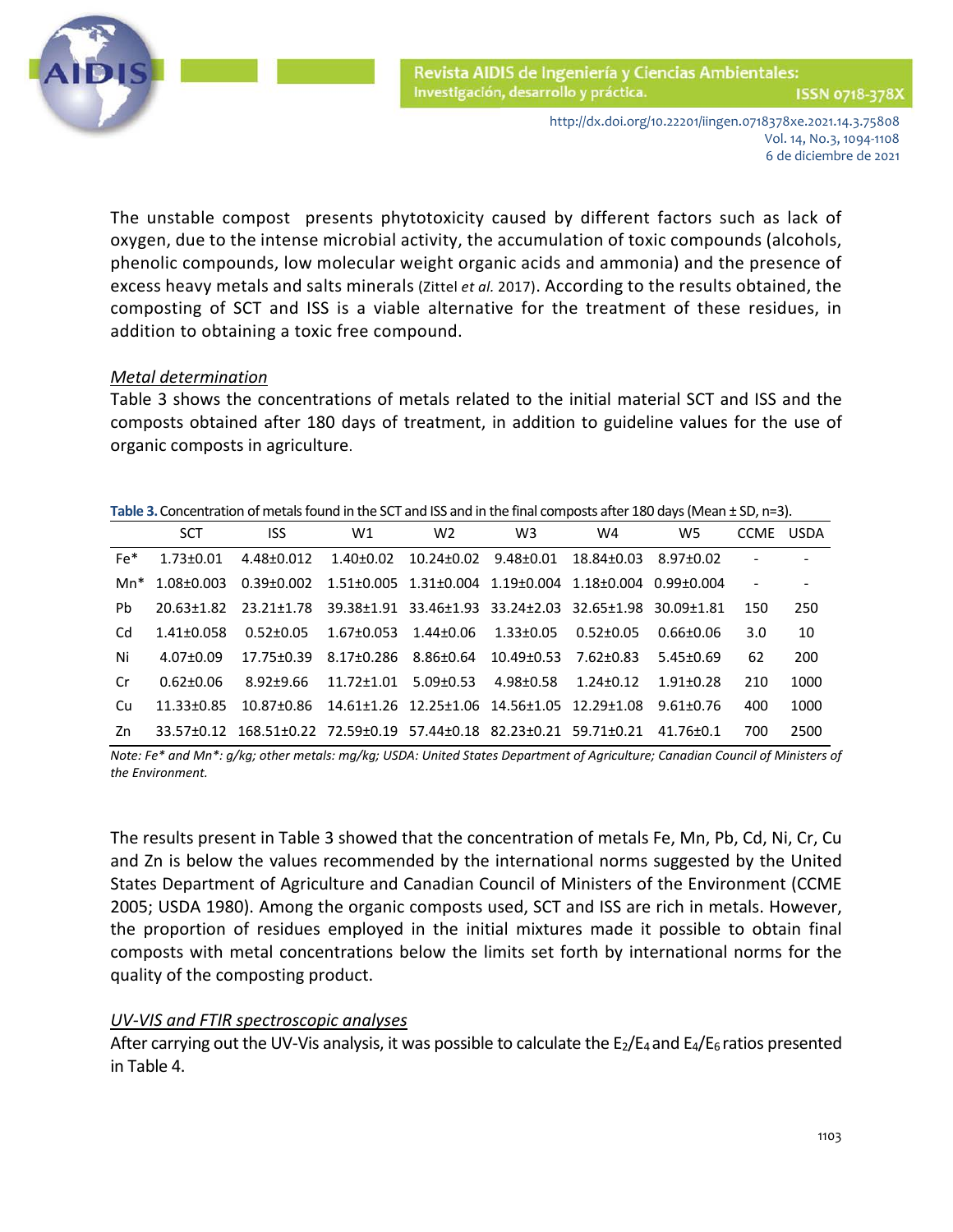The unstable compost presents phytotoxicity caused by different factors such as lack of oxygen, due to the intense microbial activity, the accumulation of toxic compounds (alcohols, phenolic compounds, low molecular weight organic acids and ammonia) and the presence of excess heavy metals and salts minerals (Zittel *et al.* 2017). According to the results obtained, the composting of SCT and ISS is a viable alternative for the treatment of these residues, in addition to obtaining a toxic free compound.

### *Metal determination*

Table 3 shows the concentrations of metals related to the initial material SCT and ISS and the composts obtained after 180 days of treatment, in addition to guideline values for the use of organic composts in agriculture.

**Table 3.** Concentration of metals found in the SCT and ISS and in the final composts after 180 days (Mean ± SD, n=3).

| | SCT | ISS | W1 | W2 | W3 | W4 | W5 | CCME | USDA |
|---|---|---|---|---|---|---|---|---|---|
| Fe* | 1.73±0.01 | 4.48±0.012 | 1.40±0.02 | 10.24±0.02 | 9.48±0.01 | 18.84±0.03 | 8.97±0.02 | - | - |
| Mn* | 1.08±0.003 | 0.39±0.002 | 1.51±0.005 | 1.31±0.004 | 1.19±0.004 | 1.18±0.004 | 0.99±0.004 | - | - |
| Pb | 20.63±1.82 | 23.21±1.78 | 39.38±1.91 | 33.46±1.93 | 33.24±2.03 | 32.65±1.98 | 30.09±1.81 | 150 | 250 |
| Cd | 1.41±0.058 | 0.52±0.05 | 1.67±0.053 | 1.44±0.06 | 1.33±0.05 | 0.52±0.05 | 0.66±0.06 | 3.0 | 10 |
| Ni | 4.07±0.09 | 17.75±0.39 | 8.17±0.286 | 8.86±0.64 | 10.49±0.53 | 7.62±0.83 | 5.45±0.69 | 62 | 200 |
| Cr | 0.62±0.06 | 8.92±9.66 | 11.72±1.01 | 5.09±0.53 | 4.98±0.58 | 1.24±0.12 | 1.91±0.28 | 210 | 1000 |
| Cu | 11.33±0.85 | 10.87±0.86 | 14.61±1.26 | 12.25±1.06 | 14.56±1.05 | 12.29±1.08 | 9.61±0.76 | 400 | 1000 |
| Zn | 33.57±0.12 | 168.51±0.22 | 72.59±0.19 | 57.44±0.18 | 82.23±0.21 | 59.71±0.21 | 41.76±0.1 | 700 | 2500 |

*Note: Fe* and Mn*: g/kg; other metals: mg/kg; USDA: United States Department of Agriculture; Canadian Council of Ministers of the Environment.*

The results present in Table 3 showed that the concentration of metals Fe, Mn, Pb, Cd, Ni, Cr, Cu and Zn is below the values recommended by the international norms suggested by the United States Department of Agriculture and Canadian Council of Ministers of the Environment (CCME 2005; USDA 1980). Among the organic composts used, SCT and ISS are rich in metals. However, the proportion of residues employed in the initial mixtures made it possible to obtain final composts with metal concentrations below the limits set forth by international norms for the quality of the composting product.

### *UV-VIS and FTIR spectroscopic analyses*

After carrying out the UV-Vis analysis, it was possible to calculate the $E_2/E_4$ and $E_4/E_6$ ratios presented in Table 4.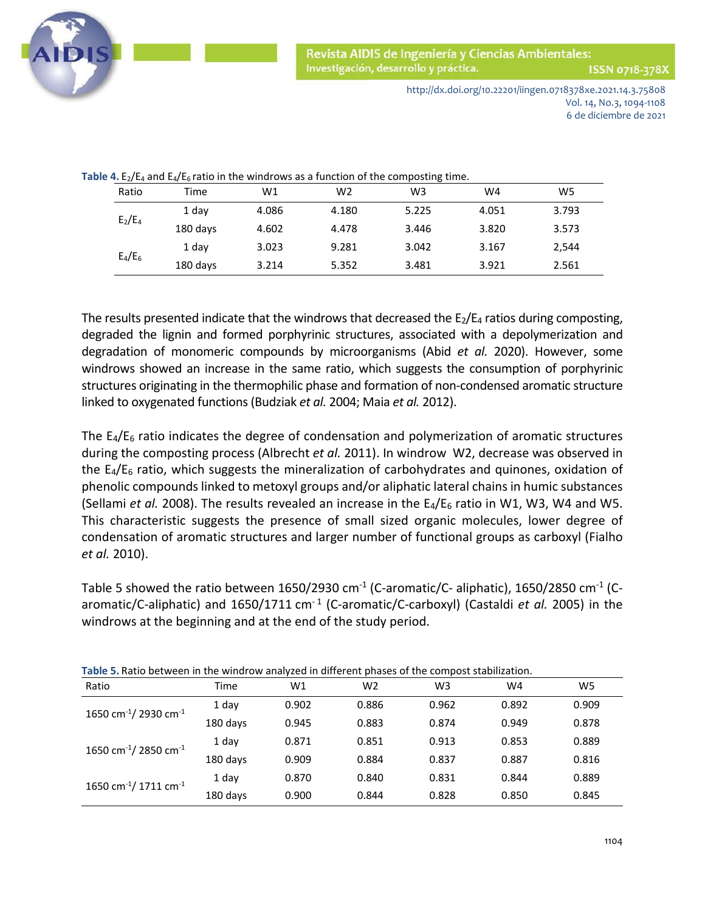**Table 4.** $E_2/E_4$ and $E_4/E_6$ ratio in the windrows as a function of the composting time.

| Ratio | Time | W1 | W2 | W3 | W4 | W5 |
|---|---|---|---|---|---|---|
| $E_2/E_4$ | 1 day | 4.086 | 4.180 | 5.225 | 4.051 | 3.793 |
| | 180 days | 4.602 | 4.478 | 3.446 | 3.820 | 3.573 |
| $E_4/E_6$ | 1 day | 3.023 | 9.281 | 3.042 | 3.167 | 2,544 |
| | 180 days | 3.214 | 5.352 | 3.481 | 3.921 | 2.561 |

The results presented indicate that the windrows that decreased the $E_2/E_4$ ratios during composting, degraded the lignin and formed porphyrinic structures, associated with a depolymerization and degradation of monomeric compounds by microorganisms (Abid *et al.* 2020). However, some windrows showed an increase in the same ratio, which suggests the consumption of porphyrinic structures originating in the thermophilic phase and formation of non-condensed aromatic structure linked to oxygenated functions (Budziak *et al.* 2004; Maia *et al.* 2012).

The $E_4/E_6$ ratio indicates the degree of condensation and polymerization of aromatic structures during the composting process (Albrecht *et al.* 2011). In windrow W2, decrease was observed in the $E_4/E_6$ ratio, which suggests the mineralization of carbohydrates and quinones, oxidation of phenolic compounds linked to metoxyl groups and/or aliphatic lateral chains in humic substances (Sellami *et al.* 2008). The results revealed an increase in the $E_4/E_6$ ratio in W1, W3, W4 and W5. This characteristic suggests the presence of small sized organic molecules, lower degree of condensation of aromatic structures and larger number of functional groups as carboxyl (Fialho *et al.* 2010).

Table 5 showed the ratio between 1650/2930 $cm^{-1}$ (C-aromatic/C- aliphatic), 1650/2850 $cm^{-1}$ (C-aromatic/C-aliphatic) and 1650/1711 $cm^{-1}$ (C-aromatic/C-carboxyl) (Castaldi *et al.* 2005) in the windrows at the beginning and at the end of the study period.

**Table 5.** Ratio between in the windrow analyzed in different phases of the compost stabilization.

| Ratio | Time | W1 | W2 | W3 | W4 | W5 |
|---|---|---|---|---|---|---|
| 1650 $cm^{-1}$/ 2930 $cm^{-1}$ | 1 day | 0.902 | 0.886 | 0.962 | 0.892 | 0.909 |
| | 180 days | 0.945 | 0.883 | 0.874 | 0.949 | 0.878 |
| 1650 $cm^{-1}$/ 2850 $cm^{-1}$ | 1 day | 0.871 | 0.851 | 0.913 | 0.853 | 0.889 |
| | 180 days | 0.909 | 0.884 | 0.837 | 0.887 | 0.816 |
| 1650 $cm^{-1}$/ 1711 $cm^{-1}$ | 1 day | 0.870 | 0.840 | 0.831 | 0.844 | 0.889 |
| | 180 days | 0.900 | 0.844 | 0.828 | 0.850 | 0.845 |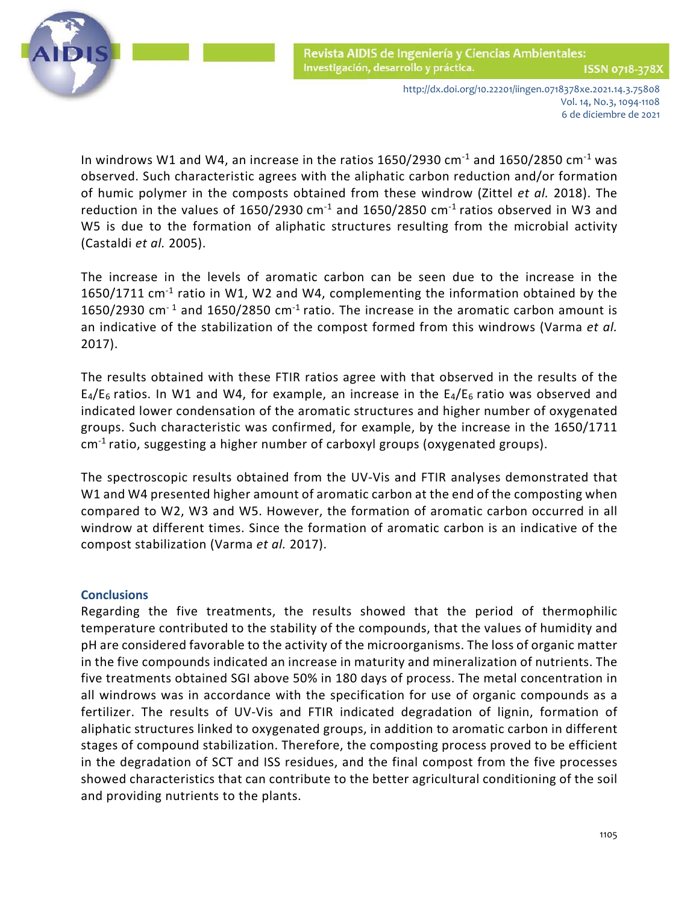In windrows W1 and W4, an increase in the ratios 1650/2930 $cm^{-1}$ and 1650/2850 $cm^{-1}$ was observed. Such characteristic agrees with the aliphatic carbon reduction and/or formation of humic polymer in the composts obtained from these windrow (Zittel *et al.* 2018). The reduction in the values of 1650/2930 $cm^{-1}$ and 1650/2850 $cm^{-1}$ ratios observed in W3 and W5 is due to the formation of aliphatic structures resulting from the microbial activity (Castaldi *et al.* 2005).

The increase in the levels of aromatic carbon can be seen due to the increase in the 1650/1711 $cm^{-1}$ ratio in W1, W2 and W4, complementing the information obtained by the 1650/2930 $cm^{-1}$ and 1650/2850 $cm^{-1}$ ratio. The increase in the aromatic carbon amount is an indicative of the stabilization of the compost formed from this windrows (Varma *et al.* 2017).

The results obtained with these FTIR ratios agree with that observed in the results of the $E_4/E_6$ ratios. In W1 and W4, for example, an increase in the $E_4/E_6$ ratio was observed and indicated lower condensation of the aromatic structures and higher number of oxygenated groups. Such characteristic was confirmed, for example, by the increase in the 1650/1711 $cm^{-1}$ ratio, suggesting a higher number of carboxyl groups (oxygenated groups).

The spectroscopic results obtained from the UV-Vis and FTIR analyses demonstrated that W1 and W4 presented higher amount of aromatic carbon at the end of the composting when compared to W2, W3 and W5. However, the formation of aromatic carbon occurred in all windrow at different times. Since the formation of aromatic carbon is an indicative of the compost stabilization (Varma *et al.* 2017).

## Conclusions

Regarding the five treatments, the results showed that the period of thermophilic temperature contributed to the stability of the compounds, that the values of humidity and pH are considered favorable to the activity of the microorganisms. The loss of organic matter in the five compounds indicated an increase in maturity and mineralization of nutrients. The five treatments obtained SGI above 50% in 180 days of process. The metal concentration in all windrows was in accordance with the specification for use of organic compounds as a fertilizer. The results of UV-Vis and FTIR indicated degradation of lignin, formation of aliphatic structures linked to oxygenated groups, in addition to aromatic carbon in different stages of compound stabilization. Therefore, the composting process proved to be efficient in the degradation of SCT and ISS residues, and the final compost from the five processes showed characteristics that can contribute to the better agricultural conditioning of the soil and providing nutrients to the plants.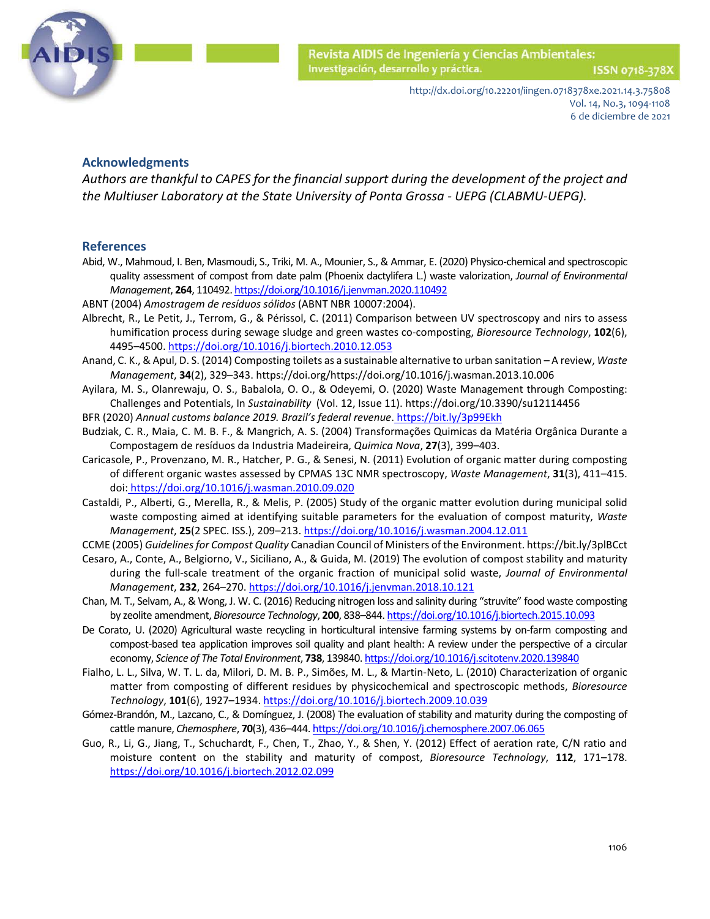## Acknowledgments

*Authors are thankful to CAPES for the financial support during the development of the project and the Multiuser Laboratory at the State University of Ponta Grossa - UEPG (CLABMU-UEPG).*

## References

Abid, W., Mahmoud, I. Ben, Masmoudi, S., Triki, M. A., Mounier, S., & Ammar, E. (2020) Physico-chemical and spectroscopic quality assessment of compost from date palm (Phoenix dactylifera L.) waste valorization, *Journal of Environmental Management*, **264**, 110492. https://doi.org/10.1016/j.jenvman.2020.110492

ABNT (2004) *Amostragem de resíduos sólidos* (ABNT NBR 10007:2004).

Albrecht, R., Le Petit, J., Terrom, G., & Périssol, C. (2011) Comparison between UV spectroscopy and nirs to assess humification process during sewage sludge and green wastes co-composting, *Bioresource Technology*, **102**(6), 4495–4500. https://doi.org/10.1016/j.biortech.2010.12.053

Anand, C. K., & Apul, D. S. (2014) Composting toilets as a sustainable alternative to urban sanitation – A review, *Waste Management*, **34**(2), 329–343. https://doi.org/https://doi.org/10.1016/j.wasman.2013.10.006

Ayilara, M. S., Olanrewaju, O. S., Babalola, O. O., & Odeyemi, O. (2020) Waste Management through Composting: Challenges and Potentials, In *Sustainability* (Vol. 12, Issue 11). https://doi.org/10.3390/su12114456

BFR (2020) *Annual customs balance 2019. Brazil's federal revenue*. https://bit.ly/3p99Ekh

Budziak, C. R., Maia, C. M. B. F., & Mangrich, A. S. (2004) Transformações Quimicas da Matéria Orgânica Durante a Compostagem de resíduos da Industria Madeireira, *Quimica Nova*, **27**(3), 399–403.

Caricasole, P., Provenzano, M. R., Hatcher, P. G., & Senesi, N. (2011) Evolution of organic matter during composting of different organic wastes assessed by CPMAS 13C NMR spectroscopy, *Waste Management*, **31**(3), 411–415. doi: https://doi.org/10.1016/j.wasman.2010.09.020

Castaldi, P., Alberti, G., Merella, R., & Melis, P. (2005) Study of the organic matter evolution during municipal solid waste composting aimed at identifying suitable parameters for the evaluation of compost maturity, *Waste Management*, **25**(2 SPEC. ISS.), 209–213. https://doi.org/10.1016/j.wasman.2004.12.011

CCME (2005) *Guidelines for Compost Quality* Canadian Council of Ministers of the Environment. https://bit.ly/3plBCct

Cesaro, A., Conte, A., Belgiorno, V., Siciliano, A., & Guida, M. (2019) The evolution of compost stability and maturity during the full-scale treatment of the organic fraction of municipal solid waste, *Journal of Environmental Management*, **232**, 264–270. https://doi.org/10.1016/j.jenvman.2018.10.121

Chan, M. T., Selvam, A., & Wong, J. W. C. (2016) Reducing nitrogen loss and salinity during "struvite" food waste composting by zeolite amendment, *Bioresource Technology*, **200**, 838–844. https://doi.org/10.1016/j.biortech.2015.10.093

De Corato, U. (2020) Agricultural waste recycling in horticultural intensive farming systems by on-farm composting and compost-based tea application improves soil quality and plant health: A review under the perspective of a circular economy, *Science of The Total Environment*, **738**, 139840. https://doi.org/10.1016/j.scitotenv.2020.139840

Fialho, L. L., Silva, W. T. L. da, Milori, D. M. B. P., Simões, M. L., & Martin-Neto, L. (2010) Characterization of organic matter from composting of different residues by physicochemical and spectroscopic methods, *Bioresource Technology*, **101**(6), 1927–1934. https://doi.org/10.1016/j.biortech.2009.10.039

Gómez-Brandón, M., Lazcano, C., & Domínguez, J. (2008) The evaluation of stability and maturity during the composting of cattle manure, *Chemosphere*, **70**(3), 436–444. https://doi.org/10.1016/j.chemosphere.2007.06.065

Guo, R., Li, G., Jiang, T., Schuchardt, F., Chen, T., Zhao, Y., & Shen, Y. (2012) Effect of aeration rate, C/N ratio and moisture content on the stability and maturity of compost, *Bioresource Technology*, **112**, 171–178. https://doi.org/10.1016/j.biortech.2012.02.099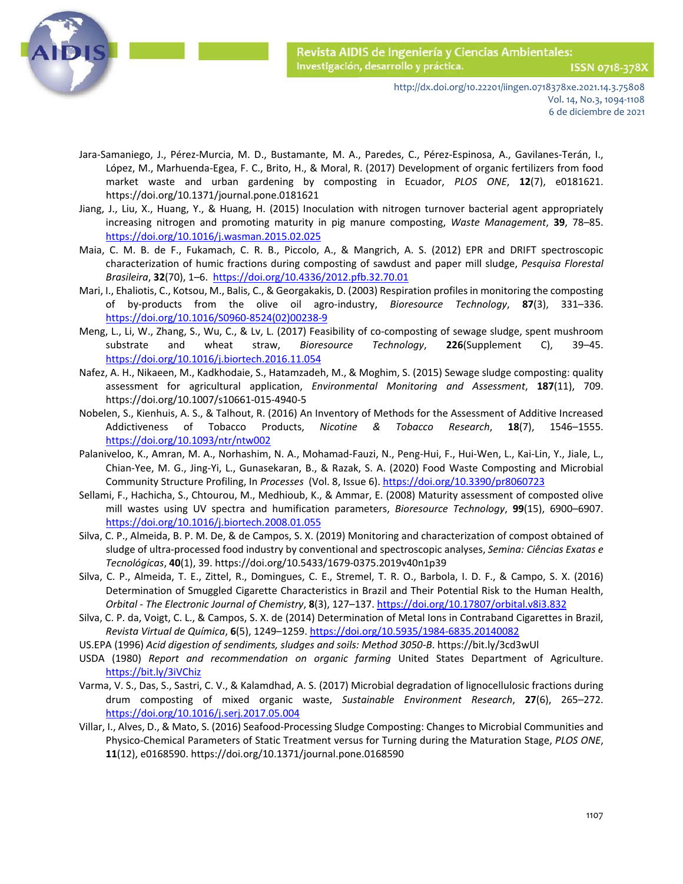Jara-Samaniego, J., Pérez-Murcia, M. D., Bustamante, M. A., Paredes, C., Pérez-Espinosa, A., Gavilanes-Terán, I., López, M., Marhuenda-Egea, F. C., Brito, H., & Moral, R. (2017) Development of organic fertilizers from food market waste and urban gardening by composting in Ecuador, *PLOS ONE*, **12**(7), e0181621. https://doi.org/10.1371/journal.pone.0181621

Jiang, J., Liu, X., Huang, Y., & Huang, H. (2015) Inoculation with nitrogen turnover bacterial agent appropriately increasing nitrogen and promoting maturity in pig manure composting, *Waste Management*, **39**, 78–85. https://doi.org/10.1016/j.wasman.2015.02.025

Maia, C. M. B. de F., Fukamach, C. R. B., Piccolo, A., & Mangrich, A. S. (2012) EPR and DRIFT spectroscopic characterization of humic fractions during composting of sawdust and paper mill sludge, *Pesquisa Florestal Brasileira*, **32**(70), 1–6. https://doi.org/10.4336/2012.pfb.32.70.01

Mari, I., Ehaliotis, C., Kotsou, M., Balis, C., & Georgakakis, D. (2003) Respiration profiles in monitoring the composting of by-products from the olive oil agro-industry, *Bioresource Technology*, **87**(3), 331–336. https://doi.org/10.1016/S0960-8524(02)00238-9

Meng, L., Li, W., Zhang, S., Wu, C., & Lv, L. (2017) Feasibility of co-composting of sewage sludge, spent mushroom substrate and wheat straw, *Bioresource Technology*, **226**(Supplement C), 39–45. https://doi.org/10.1016/j.biortech.2016.11.054

Nafez, A. H., Nikaeen, M., Kadkhodaie, S., Hatamzadeh, M., & Moghim, S. (2015) Sewage sludge composting: quality assessment for agricultural application, *Environmental Monitoring and Assessment*, **187**(11), 709. https://doi.org/10.1007/s10661-015-4940-5

Nobelen, S., Kienhuis, A. S., & Talhout, R. (2016) An Inventory of Methods for the Assessment of Additive Increased Addictiveness of Tobacco Products, *Nicotine & Tobacco Research*, **18**(7), 1546–1555. https://doi.org/10.1093/ntr/ntw002

Palaniveloo, K., Amran, M. A., Norhashim, N. A., Mohamad-Fauzi, N., Peng-Hui, F., Hui-Wen, L., Kai-Lin, Y., Jiale, L., Chian-Yee, M. G., Jing-Yi, L., Gunasekaran, B., & Razak, S. A. (2020) Food Waste Composting and Microbial Community Structure Profiling, In *Processes* (Vol. 8, Issue 6). https://doi.org/10.3390/pr8060723

Sellami, F., Hachicha, S., Chtourou, M., Medhioub, K., & Ammar, E. (2008) Maturity assessment of composted olive mill wastes using UV spectra and humification parameters, *Bioresource Technology*, **99**(15), 6900–6907. https://doi.org/10.1016/j.biortech.2008.01.055

Silva, C. P., Almeida, B. P. M. De, & de Campos, S. X. (2019) Monitoring and characterization of compost obtained of sludge of ultra-processed food industry by conventional and spectroscopic analyses, *Semina: Ciências Exatas e Tecnológicas*, **40**(1), 39. https://doi.org/10.5433/1679-0375.2019v40n1p39

Silva, C. P., Almeida, T. E., Zittel, R., Domingues, C. E., Stremel, T. R. O., Barbola, I. D. F., & Campo, S. X. (2016) Determination of Smuggled Cigarette Characteristics in Brazil and Their Potential Risk to the Human Health, *Orbital - The Electronic Journal of Chemistry*, **8**(3), 127–137. https://doi.org/10.17807/orbital.v8i3.832

Silva, C. P. da, Voigt, C. L., & Campos, S. X. de (2014) Determination of Metal Ions in Contraband Cigarettes in Brazil, *Revista Virtual de Química*, **6**(5), 1249–1259. https://doi.org/10.5935/1984-6835.20140082

US.EPA (1996) *Acid digestion of sendiments, sludges and soils: Method 3050-B*. https://bit.ly/3cd3wUl

USDA (1980) *Report and recommendation on organic farming* United States Department of Agriculture. https://bit.ly/3iVChiz

Varma, V. S., Das, S., Sastri, C. V., & Kalamdhad, A. S. (2017) Microbial degradation of lignocellulosic fractions during drum composting of mixed organic waste, *Sustainable Environment Research*, **27**(6), 265–272. https://doi.org/10.1016/j.serj.2017.05.004

Villar, I., Alves, D., & Mato, S. (2016) Seafood-Processing Sludge Composting: Changes to Microbial Communities and Physico-Chemical Parameters of Static Treatment versus for Turning during the Maturation Stage, *PLOS ONE*, **11**(12), e0168590. https://doi.org/10.1371/journal.pone.0168590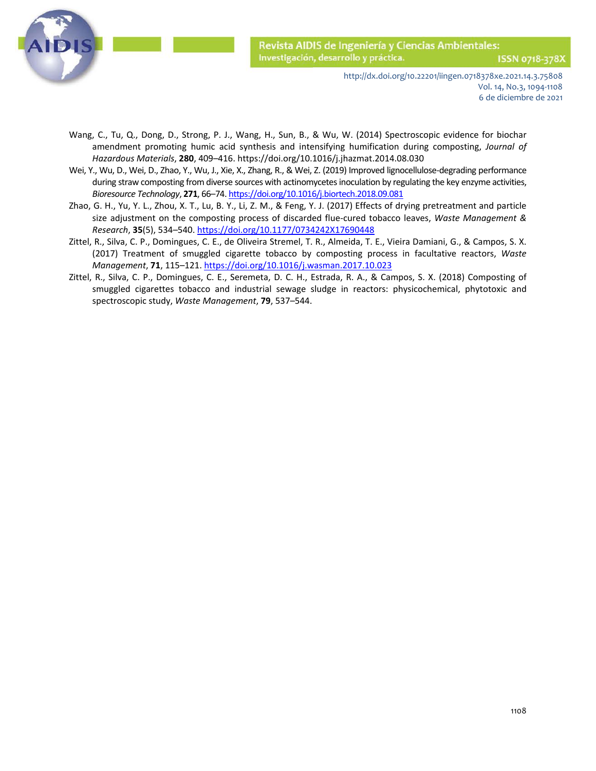Wang, C., Tu, Q., Dong, D., Strong, P. J., Wang, H., Sun, B., & Wu, W. (2014) Spectroscopic evidence for biochar amendment promoting humic acid synthesis and intensifying humification during composting, *Journal of Hazardous Materials*, **280**, 409–416. https://doi.org/10.1016/j.jhazmat.2014.08.030

Wei, Y., Wu, D., Wei, D., Zhao, Y., Wu, J., Xie, X., Zhang, R., & Wei, Z. (2019) Improved lignocellulose-degrading performance during straw composting from diverse sources with actinomycetes inoculation by regulating the key enzyme activities, *Bioresource Technology*, **271**, 66–74. https://doi.org/10.1016/j.biortech.2018.09.081

Zhao, G. H., Yu, Y. L., Zhou, X. T., Lu, B. Y., Li, Z. M., & Feng, Y. J. (2017) Effects of drying pretreatment and particle size adjustment on the composting process of discarded flue-cured tobacco leaves, *Waste Management & Research*, **35**(5), 534–540. https://doi.org/10.1177/0734242X17690448

Zittel, R., Silva, C. P., Domingues, C. E., de Oliveira Stremel, T. R., Almeida, T. E., Vieira Damiani, G., & Campos, S. X. (2017) Treatment of smuggled cigarette tobacco by composting process in facultative reactors, *Waste Management*, **71**, 115–121. https://doi.org/10.1016/j.wasman.2017.10.023

Zittel, R., Silva, C. P., Domingues, C. E., Seremeta, D. C. H., Estrada, R. A., & Campos, S. X. (2018) Composting of smuggled cigarettes tobacco and industrial sewage sludge in reactors: physicochemical, phytotoxic and spectroscopic study, *Waste Management*, **79**, 537–544.